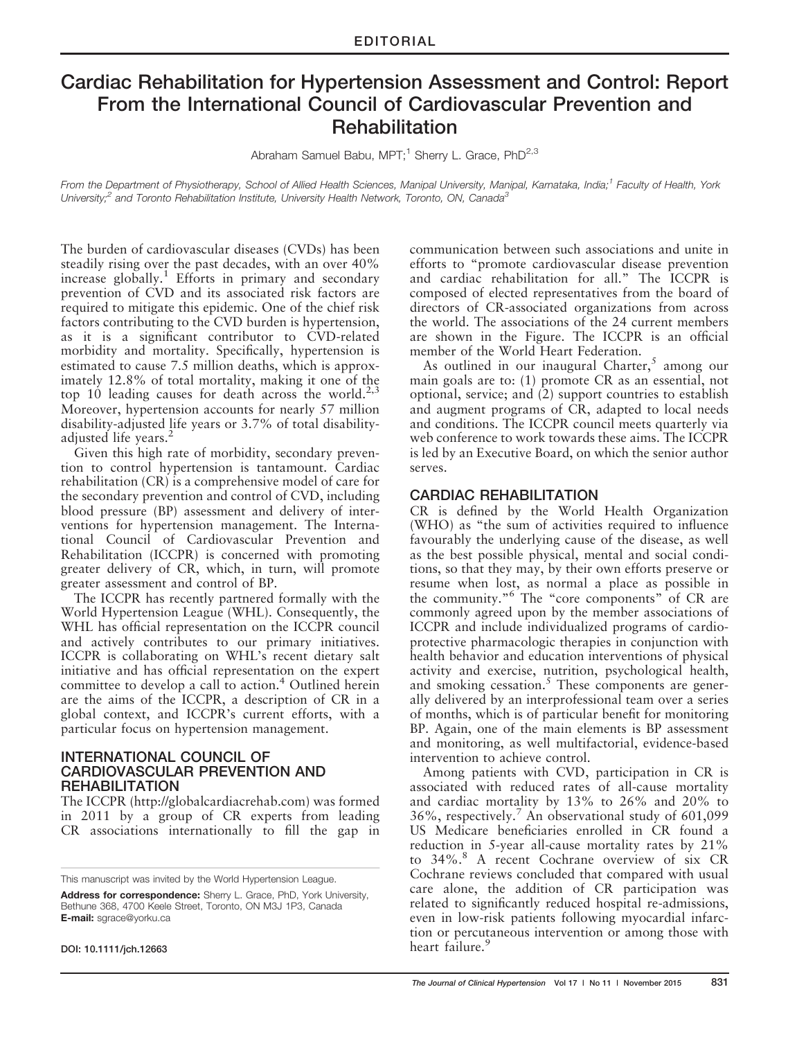EDITORIAL

# Cardiac Rehabilitation for Hypertension Assessment and Control: Report From the International Council of Cardiovascular Prevention and Rehabilitation

Abraham Samuel Babu, MPT;[1] Sherry L. Grace, PhD[2,3]

*From the Department of Physiotherapy, School of Allied Health Sciences, Manipal University, Manipal, Karnataka, India;[1] Faculty of Health, York University;[2] and Toronto Rehabilitation Institute, University Health Network, Toronto, ON, Canada[3]*

The burden of cardiovascular diseases (CVDs) has been steadily rising over the past decades, with an over 40% increase globally.[1] Efforts in primary and secondary prevention of CVD and its associated risk factors are required to mitigate this epidemic. One of the chief risk factors contributing to the CVD burden is hypertension, as it is a significant contributor to CVD-related morbidity and mortality. Specifically, hypertension is estimated to cause 7.5 million deaths, which is approximately 12.8% of total mortality, making it one of the top 10 leading causes for death across the world.[2,3] Moreover, hypertension accounts for nearly 57 million disability-adjusted life years or 3.7% of total disability-adjusted life years.[2]

Given this high rate of morbidity, secondary prevention to control hypertension is tantamount. Cardiac rehabilitation (CR) is a comprehensive model of care for the secondary prevention and control of CVD, including blood pressure (BP) assessment and delivery of interventions for hypertension management. The International Council of Cardiovascular Prevention and Rehabilitation (ICCPR) is concerned with promoting greater delivery of CR, which, in turn, will promote greater assessment and control of BP.

The ICCPR has recently partnered formally with the World Hypertension League (WHL). Consequently, the WHL has official representation on the ICCPR council and actively contributes to our primary initiatives. ICCPR is collaborating on WHL's recent dietary salt initiative and has official representation on the expert committee to develop a call to action.[4] Outlined herein are the aims of the ICCPR, a description of CR in a global context, and ICCPR's current efforts, with a particular focus on hypertension management.

## INTERNATIONAL COUNCIL OF CARDIOVASCULAR PREVENTION AND REHABILITATION

The ICCPR (http://globalcardiacrehab.com) was formed in 2011 by a group of CR experts from leading CR associations internationally to fill the gap in communication between such associations and unite in efforts to "promote cardiovascular disease prevention and cardiac rehabilitation for all." The ICCPR is composed of elected representatives from the board of directors of CR-associated organizations from across the world. The associations of the 24 current members are shown in the Figure. The ICCPR is an official member of the World Heart Federation.

As outlined in our inaugural Charter,[5] among our main goals are to: (1) promote CR as an essential, not optional, service; and (2) support countries to establish and augment programs of CR, adapted to local needs and conditions. The ICCPR council meets quarterly via web conference to work towards these aims. The ICCPR is led by an Executive Board, on which the senior author serves.

## CARDIAC REHABILITATION

CR is defined by the World Health Organization (WHO) as "the sum of activities required to influence favourably the underlying cause of the disease, as well as the best possible physical, mental and social conditions, so that they may, by their own efforts preserve or resume when lost, as normal a place as possible in the community."[6] The "core components" of CR are commonly agreed upon by the member associations of ICCPR and include individualized programs of cardioprotective pharmacologic therapies in conjunction with health behavior and education interventions of physical activity and exercise, nutrition, psychological health, and smoking cessation.[5] These components are generally delivered by an interprofessional team over a series of months, which is of particular benefit for monitoring BP. Again, one of the main elements is BP assessment and monitoring, as well multifactorial, evidence-based intervention to achieve control.

Among patients with CVD, participation in CR is associated with reduced rates of all-cause mortality and cardiac mortality by 13% to 26% and 20% to 36%, respectively.[7] An observational study of 601,099 US Medicare beneficiaries enrolled in CR found a reduction in 5-year all-cause mortality rates by 21% to 34%.[8] A recent Cochrane overview of six CR Cochrane reviews concluded that compared with usual care alone, the addition of CR participation was related to significantly reduced hospital re-admissions, even in low-risk patients following myocardial infarction or percutaneous intervention or among those with heart failure.[9]

This manuscript was invited by the World Hypertension League.

**Address for correspondence:** Sherry L. Grace, PhD, York University, Bethune 368, 4700 Keele Street, Toronto, ON M3J 1P3, Canada
**E-mail:** sgrace@yorku.ca

DOI: 10.1111/jch.12663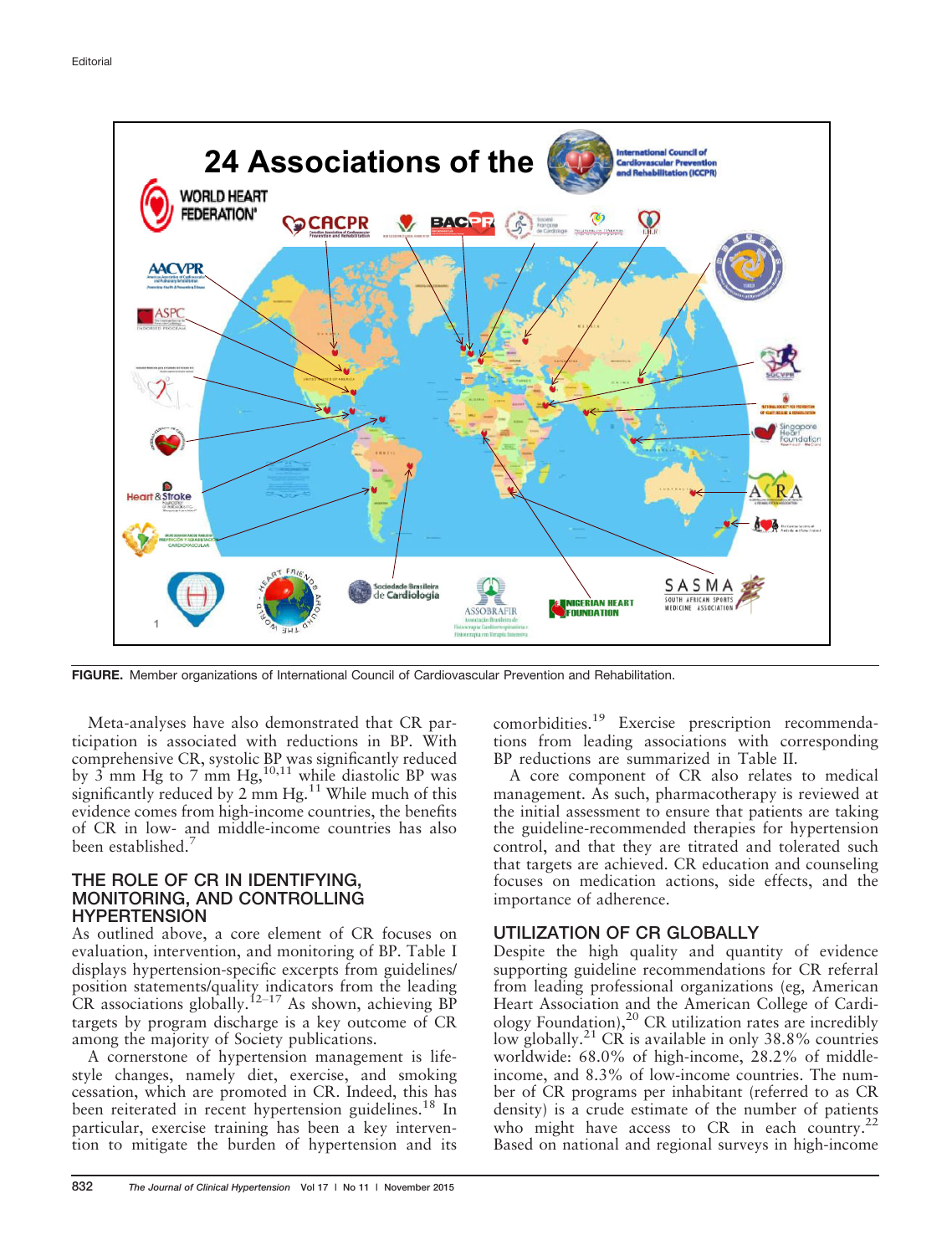**FIGURE.** Member organizations of International Council of Cardiovascular Prevention and Rehabilitation.

Meta-analyses have also demonstrated that CR participation is associated with reductions in BP. With comprehensive CR, systolic BP was significantly reduced by 3 mm Hg to 7 mm Hg,[10,11] while diastolic BP was significantly reduced by 2 mm Hg.[11] While much of this evidence comes from high-income countries, the benefits of CR in low- and middle-income countries has also been established.[7]

## THE ROLE OF CR IN IDENTIFYING, MONITORING, AND CONTROLLING HYPERTENSION

As outlined above, a core element of CR focuses on evaluation, intervention, and monitoring of BP. Table I displays hypertension-specific excerpts from guidelines/position statements/quality indicators from the leading CR associations globally.[12–17] As shown, achieving BP targets by program discharge is a key outcome of CR among the majority of Society publications.

A cornerstone of hypertension management is lifestyle changes, namely diet, exercise, and smoking cessation, which are promoted in CR. Indeed, this has been reiterated in recent hypertension guidelines.[18] In particular, exercise training has been a key intervention to mitigate the burden of hypertension and its comorbidities.[19] Exercise prescription recommendations from leading associations with corresponding BP reductions are summarized in Table II.

A core component of CR also relates to medical management. As such, pharmacotherapy is reviewed at the initial assessment to ensure that patients are taking the guideline-recommended therapies for hypertension control, and that they are titrated and tolerated such that targets are achieved. CR education and counseling focuses on medication actions, side effects, and the importance of adherence.

## UTILIZATION OF CR GLOBALLY

Despite the high quality and quantity of evidence supporting guideline recommendations for CR referral from leading professional organizations (eg, American Heart Association and the American College of Cardiology Foundation),[20] CR utilization rates are incredibly low globally.[21] CR is available in only 38.8% countries worldwide: 68.0% of high-income, 28.2% of middle-income, and 8.3% of low-income countries. The number of CR programs per inhabitant (referred to as CR density) is a crude estimate of the number of patients who might have access to CR in each country.[22] Based on national and regional surveys in high-income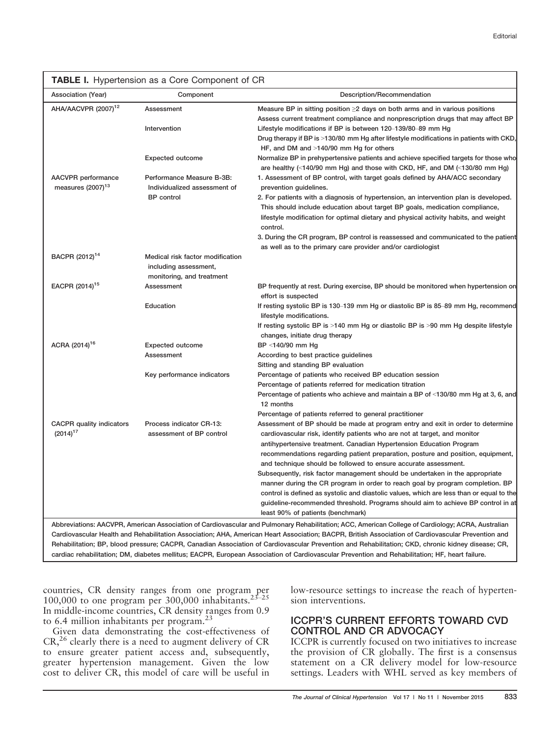**TABLE I.** Hypertension as a Core Component of CR

| Association (Year) | Component | Description/Recommendation |
| --- | --- | --- |
| AHA/AACVPR (2007)[12] | Assessment | Measure BP in sitting position ≥2 days on both arms and in various positions<br>Assess current treatment compliance and nonprescription drugs that may affect BP |
| | Intervention | Lifestyle modifications if BP is between 120–139/80–89 mm Hg<br>Drug therapy if BP is >130/80 mm Hg after lifestyle modifications in patients with CKD, HF, and DM and >140/90 mm Hg for others |
| | Expected outcome | Normalize BP in prehypertensive patients and achieve specified targets for those who are healthy (<140/90 mm Hg) and those with CKD, HF, and DM (<130/80 mm Hg) |
| AACVPR performance measures (2007)[13] | Performance Measure B-3B: Individualized assessment of BP control | 1. Assessment of BP control, with target goals defined by AHA/ACC secondary prevention guidelines.<br>2. For patients with a diagnosis of hypertension, an intervention plan is developed. This should include education about target BP goals, medication compliance, lifestyle modification for optimal dietary and physical activity habits, and weight control.<br>3. During the CR program, BP control is reassessed and communicated to the patient as well as to the primary care provider and/or cardiologist |
| BACPR (2012)[14] | Medical risk factor modification including assessment, monitoring, and treatment | |
| EACPR (2014)[15] | Assessment | BP frequently at rest. During exercise, BP should be monitored when hypertension on effort is suspected |
| | Education | If resting systolic BP is 130–139 mm Hg or diastolic BP is 85–89 mm Hg, recommend lifestyle modifications.<br>If resting systolic BP is >140 mm Hg or diastolic BP is >90 mm Hg despite lifestyle changes, initiate drug therapy |
| | Expected outcome | BP <140/90 mm Hg |
| ACRA (2014)[16] | Assessment | According to best practice guidelines<br>Sitting and standing BP evaluation |
| | Key performance indicators | Percentage of patients who received BP education session<br>Percentage of patients referred for medication titration<br>Percentage of patients who achieve and maintain a BP of <130/80 mm Hg at 3, 6, and 12 months<br>Percentage of patients referred to general practitioner |
| CACPR quality indicators (2014)[17] | Process indicator CR-13: assessment of BP control | Assessment of BP should be made at program entry and exit in order to determine cardiovascular risk, identify patients who are not at target, and monitor antihypertensive treatment. Canadian Hypertension Education Program recommendations regarding patient preparation, posture and position, equipment, and technique should be followed to ensure accurate assessment.<br>Subsequently, risk factor management should be undertaken in the appropriate manner during the CR program in order to reach goal by program completion. BP control is defined as systolic and diastolic values, which are less than or equal to the guideline-recommended threshold. Programs should aim to achieve BP control in at least 90% of patients (benchmark) |

Abbreviations: AACVPR, American Association of Cardiovascular and Pulmonary Rehabilitation; ACC, American College of Cardiology; ACRA, Australian Cardiovascular Health and Rehabilitation Association; AHA, American Heart Association; BACPR, British Association of Cardiovascular Prevention and Rehabilitation; BP, blood pressure; CACPR, Canadian Association of Cardiovascular Prevention and Rehabilitation; CKD, chronic kidney disease; CR, cardiac rehabilitation; DM, diabetes mellitus; EACPR, European Association of Cardiovascular Prevention and Rehabilitation; HF, heart failure.

countries, CR density ranges from one program per 100,000 to one program per 300,000 inhabitants.[23–25] In middle-income countries, CR density ranges from 0.9 to 6.4 million inhabitants per program.[23]

Given data demonstrating the cost-effectiveness of CR,[26] clearly there is a need to augment delivery of CR to ensure greater patient access and, subsequently, greater hypertension management. Given the low cost to deliver CR, this model of care will be useful in low-resource settings to increase the reach of hypertension interventions.

## ICCPR'S CURRENT EFFORTS TOWARD CVD CONTROL AND CR ADVOCACY

ICCPR is currently focused on two initiatives to increase the provision of CR globally. The first is a consensus statement on a CR delivery model for low-resource settings. Leaders with WHL served as key members of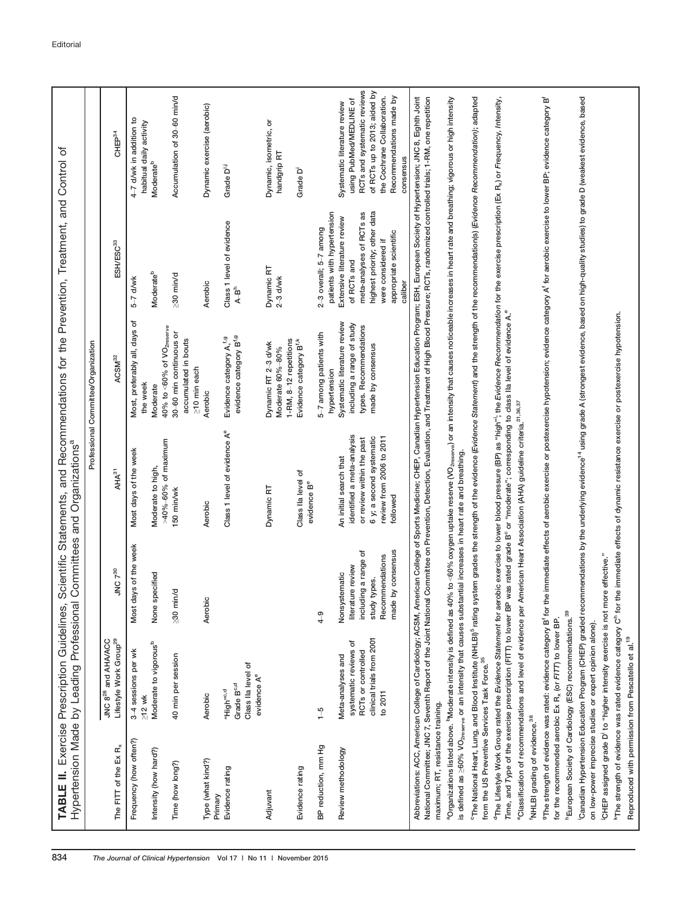Editorial

**TABLE II.** Exercise Prescription Guidelines, Scientific Statements, and Recommendations for the Prevention, Treatment, and Control of Hypertension Made by Leading Professional Committees and Organizations[a]

| The FITT of the Ex $R_x$ | Professional Committee/Organization | | | | | |
|---|---|---|---|---|---|---|
| | JNC 8[28] and AHA/ACC Lifestyle Work Group[29] | JNC 7[30] | AHA[31] | ACSM[32] | ESH/ESC[33] | CHEP[34] |
| Frequency (how often?) | 3–4 sessions per wk ≥12 wk | Most days of the week | Most days of the week | Most, preferably all, days of the week | 5–7 d/wk | 4–7 d/wk in addition to habitual daily activity |
| Intensity (how hard?) | Moderate to vigorous[b] | None specified | Moderate to high, >40%–60% of maximum | Moderate 40% to <60% of $VO_{2reserve}$ | Moderate[b] | Moderate[b] |
| Time (how long?) | 40 min per session | ≥30 min/d | 150 min/wk | 30–60 min continuous or accumulated in bouts ≥10 min each | ≥30 min/d | Accumulation of 30–60 min/d |
| Type (what kind?) Primary | Aerobic | Aerobic | Aerobic | Aerobic | Aerobic | Dynamic exercise (aerobic) |
| Evidence rating | "High"[c,d] Grade B[c,d] Class IIa level of evidence A[e] | | Class 1 level of evidence A[e] | Evidence category A,[f,g] evidence category B[f,g] | Class 1 level of evidence A-B[h] | Grade D[i,j] |
| Adjuvant | | | Dynamic RT | Dynamic RT 2–3 d/wk Moderate 60%–80% 1-RM, 8–12 repetitions | Dynamic RT 2–3 d/wk | Dynamic, isometric, or handgrip RT |
| Evidence rating | | | Class IIa level of evidence B[e] | Evidence category B[f,k] | | Grade D[i] |
| BP reduction, mm Hg | 1–5 | 4–9 | | 5–7 among patients with hypertension | 2–3 overall; 5–7 among patients with hypertension | |
| Review methodology | Meta-analyses and systematic reviews of RCTs or controlled clinical trials from 2001 to 2011 | Nonsystematic literature review including a range of study types. Recommendations made by consensus | An initial search that identified a meta-analysis or review within the past 6 y; a second systematic review from 2006 to 2011 followed | Systematic literature review including a range of study types. Recommendations made by consensus | Extensive literature review of RCTs and meta-analyses of RCTs as highest priority; other data were considered if appropriate scientific caliber | Systematic literature review using PubMed/MEDLINE of RCTs and systematic reviews of RCTs up to 2013; aided by the Cochrane Collaboration. Recommendations made by consensus |

Abbreviations: ACC, American College of Cardiology; ACSM, American College of Sports Medicine; CHEP, Canadian Hypertension Education Program; ESH, European Society of Hypertension; JNC 8, Eighth Joint National Committee; JNC 7, Seventh Report of the Joint National Committee on Prevention, Detection, Evaluation, and Treatment of High Blood Pressure; RCTs, randomized controlled trials; 1-RM, one repetition maximum; RT, resistance training.

[a]Organizations listed above. [b]Moderate intensity is defined as 40% to <60% oxygen uptake reserve ($VO_{2reserve}$) or an intensity that causes noticeable increases in heart rate and breathing; vigorous or high intensity is defined as ≥60% $VO_{2reserve}$ or an intensity that causes substantial increases in heart rate and breathing.

[c]The National Heart, Lung, and Blood Institute (NHLBI)[5] rating system grades the strength of the evidence (*Evidence Statement*) and the strength of the recommendation(s) (*Evidence Recommendation*); adapted from the US Preventive Services Task Force.[35]

[d]The Lifestyle Work Group rated the *Evidence Statement* for aerobic exercise to lower blood pressure (BP) as "high"; the *Evidence Recommendation* for the exercise prescription (Ex $R_x$) or *F*requency, *I*ntensity, *T*ime, and *T*ype of the exercise prescription (FITT) to lower BP was rated grade B[c] or "moderate"; corresponding to class IIa level of evidence A.[e]

[e]Classification of recommendations and level of evidence per American Heart Association (AHA) guideline criteria.[31,36,37]

[f]NHLBI grading of evidence.[38]

[g]The strength of evidence was rated: evidence category B[f] for the immediate effects of aerobic exercise or postexercise hypotension; evidence category A[f] for aerobic exercise to lower BP; evidence category B[f] for the recommended aerobic Ex $R_x$ (or *FITT*) to lower BP.

[h]European Society of Cardiology (ESC) recommendations.[39]

[i]Canadian Hypertension Education Program (CHEP) graded recommendations by the underlying evidence[14] using grade A (strongest evidence, based on high-quality studies) to grade D (weakest evidence, based on low-power imprecise studies or expert opinion alone).

[j]CHEP assigned grade D[i] to "higher intensity exercise is not more effective."

[k]The strength of evidence was rated evidence category C[h] for the immediate effects of dynamic resistance exercise or postexercise hypotension.

Reproduced with permission from Pescatello et al.[19]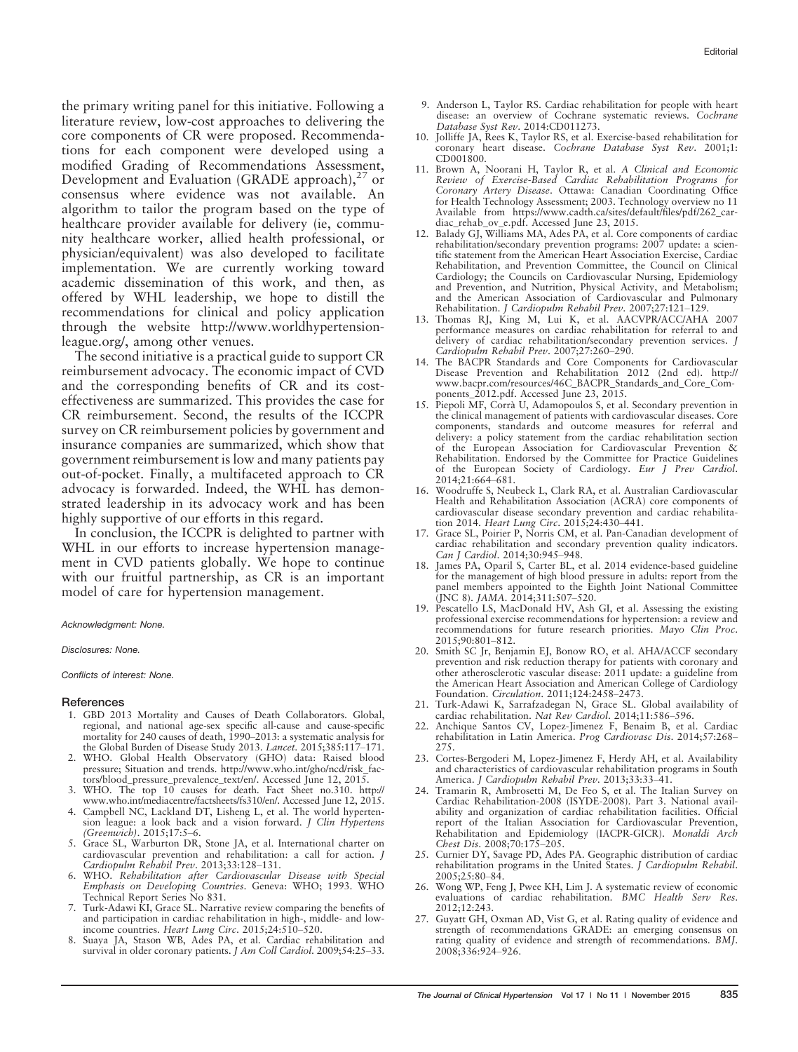the primary writing panel for this initiative. Following a literature review, low-cost approaches to delivering the core components of CR were proposed. Recommendations for each component were developed using a modified Grading of Recommendations Assessment, Development and Evaluation (GRADE approach),[27] or consensus where evidence was not available. An algorithm to tailor the program based on the type of healthcare provider available for delivery (ie, community healthcare worker, allied health professional, or physician/equivalent) was also developed to facilitate implementation. We are currently working toward academic dissemination of this work, and then, as offered by WHL leadership, we hope to distill the recommendations for clinical and policy application through the website http://www.worldhypertensionleague.org/, among other venues.

The second initiative is a practical guide to support CR reimbursement advocacy. The economic impact of CVD and the corresponding benefits of CR and its cost-effectiveness are summarized. This provides the case for CR reimbursement. Second, the results of the ICCPR survey on CR reimbursement policies by government and insurance companies are summarized, which show that government reimbursement is low and many patients pay out-of-pocket. Finally, a multifaceted approach to CR advocacy is forwarded. Indeed, the WHL has demonstrated leadership in its advocacy work and has been highly supportive of our efforts in this regard.

In conclusion, the ICCPR is delighted to partner with WHL in our efforts to increase hypertension management in CVD patients globally. We hope to continue with our fruitful partnership, as CR is an important model of care for hypertension management.

*Acknowledgment: None.*

*Disclosures: None.*

*Conflicts of interest: None.*

## References

1. GBD 2013 Mortality and Causes of Death Collaborators. Global, regional, and national age-sex specific all-cause and cause-specific mortality for 240 causes of death, 1990–2013: a systematic analysis for the Global Burden of Disease Study 2013. *Lancet*. 2015;385:117–171.
2. WHO. Global Health Observatory (GHO) data: Raised blood pressure; Situation and trends. http://www.who.int/gho/ncd/risk_factors/blood_pressure_prevalence_text/en/. Accessed June 12, 2015.
3. WHO. The top 10 causes for death. Fact Sheet no.310. http://www.who.int/mediacentre/factsheets/fs310/en/. Accessed June 12, 2015.
4. Campbell NC, Lackland DT, Lisheng L, et al. The world hypertension league: a look back and a vision forward. *J Clin Hypertens (Greenwich)*. 2015;17:5–6.
5. Grace SL, Warburton DR, Stone JA, et al. International charter on cardiovascular prevention and rehabilitation: a call for action. *J Cardiopulm Rehabil Prev*. 2013;33:128–131.
6. WHO. *Rehabilitation after Cardiovascular Disease with Special Emphasis on Developing Countries*. Geneva: WHO; 1993. WHO Technical Report Series No 831.
7. Turk-Adawi KI, Grace SL. Narrative review comparing the benefits of and participation in cardiac rehabilitation in high-, middle- and low-income countries. *Heart Lung Circ*. 2015;24:510–520.
8. Suaya JA, Stason WB, Ades PA, et al. Cardiac rehabilitation and survival in older coronary patients. *J Am Coll Cardiol*. 2009;54:25–33.
9. Anderson L, Taylor RS. Cardiac rehabilitation for people with heart disease: an overview of Cochrane systematic reviews. *Cochrane Database Syst Rev*. 2014:CD011273.
10. Jolliffe JA, Rees K, Taylor RS, et al. Exercise-based rehabilitation for coronary heart disease. *Cochrane Database Syst Rev*. 2001;1:CD001800.
11. Brown A, Noorani H, Taylor R, et al. *A Clinical and Economic Review of Exercise-Based Cardiac Rehabilitation Programs for Coronary Artery Disease*. Ottawa: Canadian Coordinating Office for Health Technology Assessment; 2003. Technology overview no 11 Available from https://www.cadth.ca/sites/default/files/pdf/262_cardiac_rehab_ov_e.pdf. Accessed June 23, 2015.
12. Balady GJ, Williams MA, Ades PA, et al. Core components of cardiac rehabilitation/secondary prevention programs: 2007 update: a scientific statement from the American Heart Association Exercise, Cardiac Rehabilitation, and Prevention Committee, the Council on Clinical Cardiology; the Councils on Cardiovascular Nursing, Epidemiology and Prevention, and Nutrition, Physical Activity, and Metabolism; and the American Association of Cardiovascular and Pulmonary Rehabilitation. *J Cardiopulm Rehabil Prev*. 2007;27:121–129.
13. Thomas RJ, King M, Lui K, et al. AACVPR/ACC/AHA 2007 performance measures on cardiac rehabilitation for referral to and delivery of cardiac rehabilitation/secondary prevention services. *J Cardiopulm Rehabil Prev*. 2007;27:260–290.
14. The BACPR Standards and Core Components for Cardiovascular Disease Prevention and Rehabilitation 2012 (2nd ed). http://www.bacpr.com/resources/46C_BACPR_Standards_and_Core_Components_2012.pdf. Accessed June 23, 2015.
15. Piepoli MF, Corrà U, Adamopoulos S, et al. Secondary prevention in the clinical management of patients with cardiovascular diseases. Core components, standards and outcome measures for referral and delivery: a policy statement from the cardiac rehabilitation section of the European Association for Cardiovascular Prevention & Rehabilitation. Endorsed by the Committee for Practice Guidelines of the European Society of Cardiology. *Eur J Prev Cardiol*. 2014;21:664–681.
16. Woodruffe S, Neubeck L, Clark RA, et al. Australian Cardiovascular Health and Rehabilitation Association (ACRA) core components of cardiovascular disease secondary prevention and cardiac rehabilitation 2014. *Heart Lung Circ*. 2015;24:430–441.
17. Grace SL, Poirier P, Norris CM, et al. Pan-Canadian development of cardiac rehabilitation and secondary prevention quality indicators. *Can J Cardiol*. 2014;30:945–948.
18. James PA, Oparil S, Carter BL, et al. 2014 evidence-based guideline for the management of high blood pressure in adults: report from the panel members appointed to the Eighth Joint National Committee (JNC 8). *JAMA*. 2014;311:507–520.
19. Pescatello LS, MacDonald HV, Ash GI, et al. Assessing the existing professional exercise recommendations for hypertension: a review and recommendations for future research priorities. *Mayo Clin Proc*. 2015;90:801–812.
20. Smith SC Jr, Benjamin EJ, Bonow RO, et al. AHA/ACCF secondary prevention and risk reduction therapy for patients with coronary and other atherosclerotic vascular disease: 2011 update: a guideline from the American Heart Association and American College of Cardiology Foundation. *Circulation*. 2011;124:2458–2473.
21. Turk-Adawi K, Sarrafzadegan N, Grace SL. Global availability of cardiac rehabilitation. *Nat Rev Cardiol*. 2014;11:586–596.
22. Anchique Santos CV, Lopez-Jimenez F, Benaim B, et al. Cardiac rehabilitation in Latin America. *Prog Cardiovasc Dis*. 2014;57:268–275.
23. Cortes-Bergoderi M, Lopez-Jimenez F, Herdy AH, et al. Availability and characteristics of cardiovascular rehabilitation programs in South America. *J Cardiopulm Rehabil Prev*. 2013;33:33–41.
24. Tramarin R, Ambrosetti M, De Feo S, et al. The Italian Survey on Cardiac Rehabilitation-2008 (ISYDE-2008). Part 3. National availability and organization of cardiac rehabilitation facilities. Official report of the Italian Association for Cardiovascular Prevention, Rehabilitation and Epidemiology (IACPR-GICR). *Monaldi Arch Chest Dis*. 2008;70:175–205.
25. Curnier DY, Savage PD, Ades PA. Geographic distribution of cardiac rehabilitation programs in the United States. *J Cardiopulm Rehabil*. 2005;25:80–84.
26. Wong WP, Feng J, Pwee KH, Lim J. A systematic review of economic evaluations of cardiac rehabilitation. *BMC Health Serv Res*. 2012;12:243.
27. Guyatt GH, Oxman AD, Vist G, et al. Rating quality of evidence and strength of recommendations GRADE: an emerging consensus on rating quality of evidence and strength of recommendations. *BMJ*. 2008;336:924–926.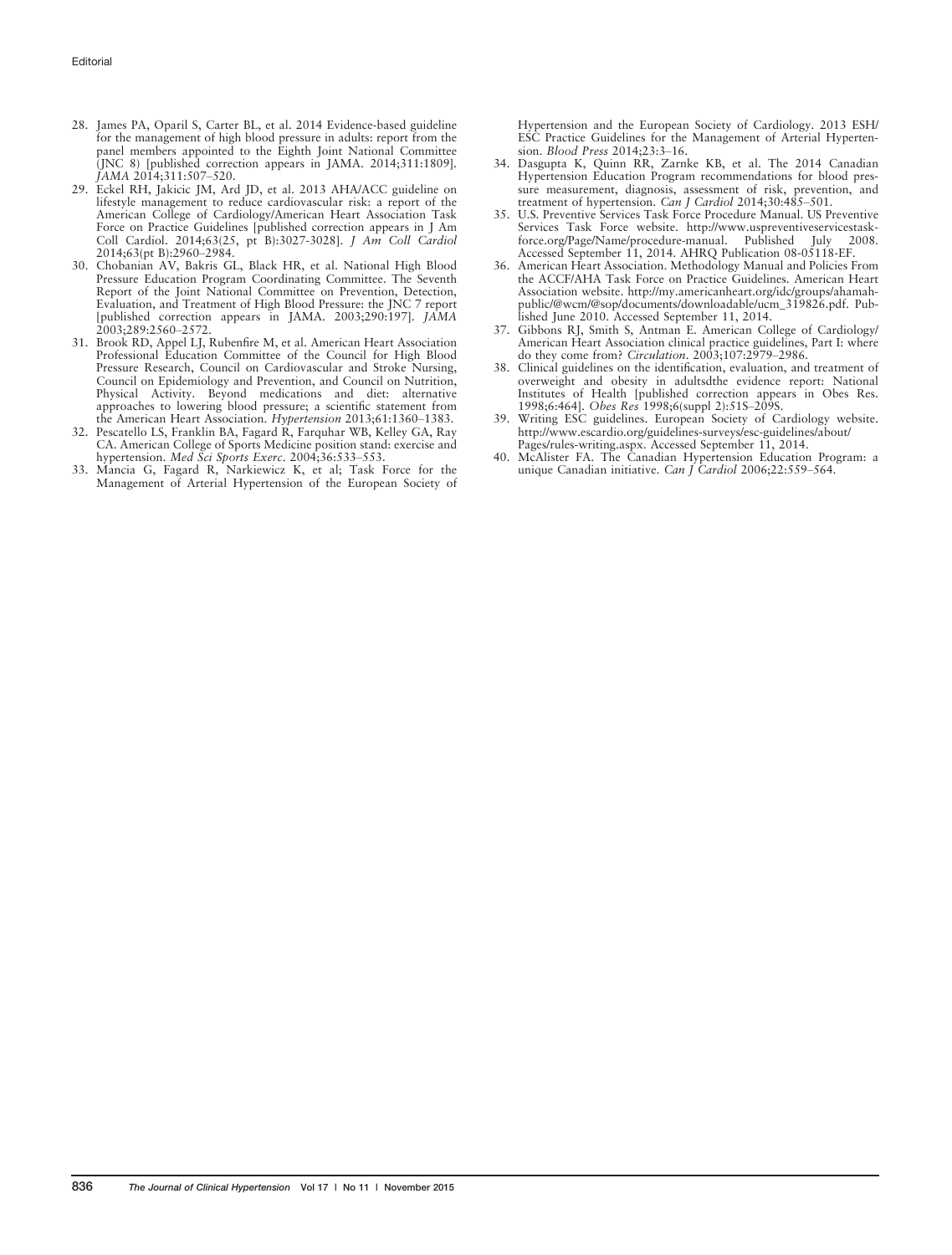28. James PA, Oparil S, Carter BL, et al. 2014 Evidence-based guideline for the management of high blood pressure in adults: report from the panel members appointed to the Eighth Joint National Committee (JNC 8) [published correction appears in JAMA. 2014;311:1809]. *JAMA* 2014;311:507–520.
29. Eckel RH, Jakicic JM, Ard JD, et al. 2013 AHA/ACC guideline on lifestyle management to reduce cardiovascular risk: a report of the American College of Cardiology/American Heart Association Task Force on Practice Guidelines [published correction appears in J Am Coll Cardiol. 2014;63(25, pt B):3027-3028]. *J Am Coll Cardiol* 2014;63(pt B):2960–2984.
30. Chobanian AV, Bakris GL, Black HR, et al. National High Blood Pressure Education Program Coordinating Committee. The Seventh Report of the Joint National Committee on Prevention, Detection, Evaluation, and Treatment of High Blood Pressure: the JNC 7 report [published correction appears in JAMA. 2003;290:197]. *JAMA* 2003;289:2560–2572.
31. Brook RD, Appel LJ, Rubenfire M, et al. American Heart Association Professional Education Committee of the Council for High Blood Pressure Research, Council on Cardiovascular and Stroke Nursing, Council on Epidemiology and Prevention, and Council on Nutrition, Physical Activity. Beyond medications and diet: alternative approaches to lowering blood pressure; a scientific statement from the American Heart Association. *Hypertension* 2013;61:1360–1383.
32. Pescatello LS, Franklin BA, Fagard R, Farquhar WB, Kelley GA, Ray CA. American College of Sports Medicine position stand: exercise and hypertension. *Med Sci Sports Exerc*. 2004;36:533–553.
33. Mancia G, Fagard R, Narkiewicz K, et al; Task Force for the Management of Arterial Hypertension of the European Society of Hypertension and the European Society of Cardiology. 2013 ESH/ESC Practice Guidelines for the Management of Arterial Hypertension. *Blood Press* 2014;23:3–16.
34. Dasgupta K, Quinn RR, Zarnke KB, et al. The 2014 Canadian Hypertension Education Program recommendations for blood pressure measurement, diagnosis, assessment of risk, prevention, and treatment of hypertension. *Can J Cardiol* 2014;30:485–501.
35. U.S. Preventive Services Task Force Procedure Manual. US Preventive Services Task Force website. http://www.uspreventiveservicestaskforce.org/Page/Name/procedure-manual. Published July 2008. Accessed September 11, 2014. AHRQ Publication 08-05118-EF.
36. American Heart Association. Methodology Manual and Policies From the ACCF/AHA Task Force on Practice Guidelines. American Heart Association website. http://my.americanheart.org/idc/groups/ahamah-public/@wcm/@sop/documents/downloadable/ucm_319826.pdf. Published June 2010. Accessed September 11, 2014.
37. Gibbons RJ, Smith S, Antman E. American College of Cardiology/American Heart Association clinical practice guidelines, Part I: where do they come from? *Circulation*. 2003;107:2979–2986.
38. Clinical guidelines on the identification, evaluation, and treatment of overweight and obesity in adultsdthe evidence report: National Institutes of Health [published correction appears in Obes Res. 1998;6:464]. *Obes Res* 1998;6(suppl 2):51S–209S.
39. Writing ESC guidelines. European Society of Cardiology website. http://www.escardio.org/guidelines-surveys/esc-guidelines/about/Pages/rules-writing.aspx. Accessed September 11, 2014.
40. McAlister FA. The Canadian Hypertension Education Program: a unique Canadian initiative. *Can J Cardiol* 2006;22:559–564.